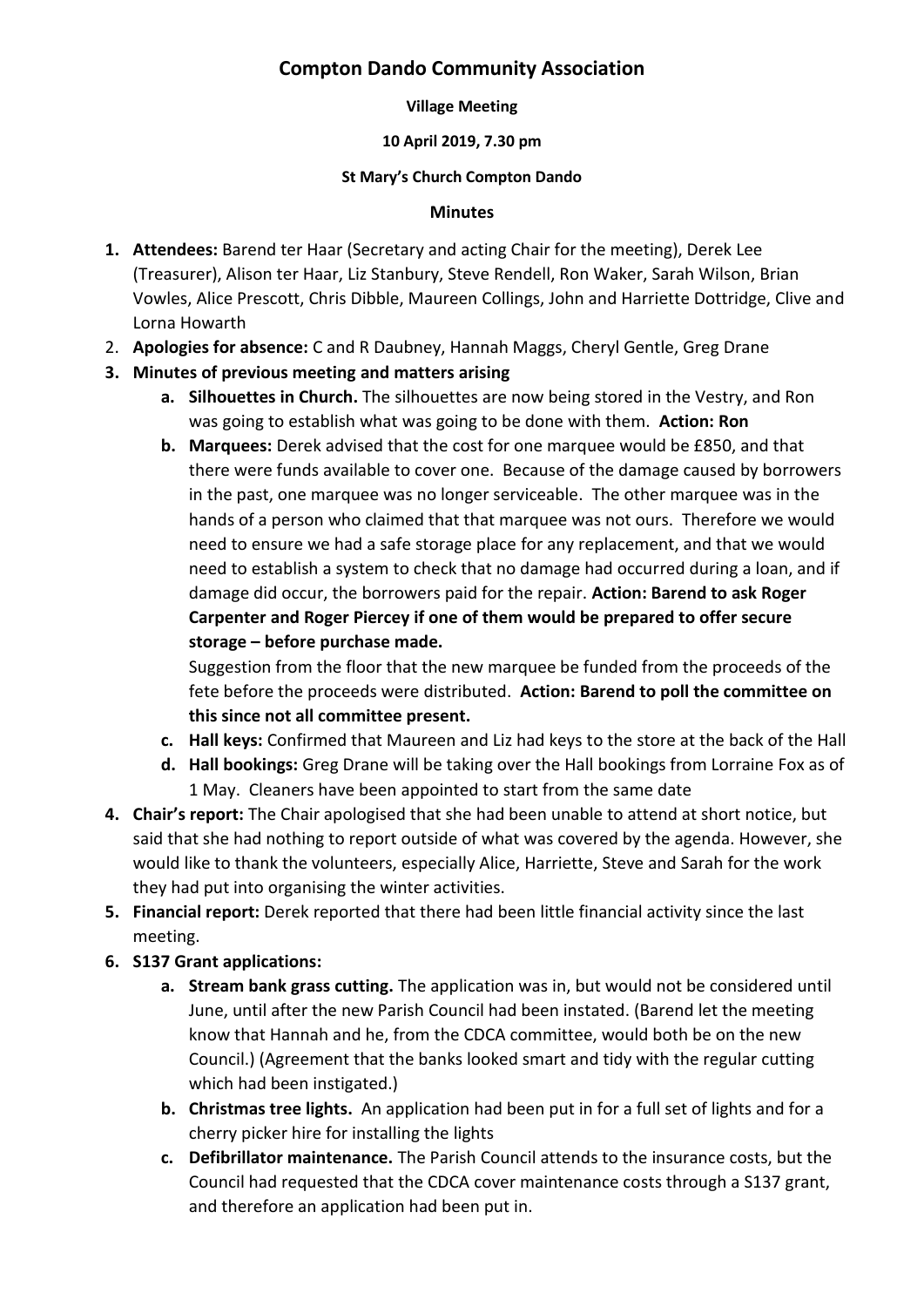# Compton Dando Community Association

**Village Meeting**

**10 April 2019, 7.30 pm**

**St Mary's Church Compton Dando**

**Minutes**

1. **Attendees:** Barend ter Haar (Secretary and acting Chair for the meeting), Derek Lee (Treasurer), Alison ter Haar, Liz Stanbury, Steve Rendell, Ron Waker, Sarah Wilson, Brian Vowles, Alice Prescott, Chris Dibble, Maureen Collings, John and Harriette Dottridge, Clive and Lorna Howarth
2. **Apologies for absence:** C and R Daubney, Hannah Maggs, Cheryl Gentle, Greg Drane
3. **Minutes of previous meeting and matters arising**
   a. **Silhouettes in Church.** The silhouettes are now being stored in the Vestry, and Ron was going to establish what was going to be done with them. **Action: Ron**

   b. **Marquees:** Derek advised that the cost for one marquee would be £850, and that there were funds available to cover one. Because of the damage caused by borrowers in the past, one marquee was no longer serviceable. The other marquee was in the hands of a person who claimed that that marquee was not ours. Therefore we would need to ensure we had a safe storage place for any replacement, and that we would need to establish a system to check that no damage had occurred during a loan, and if damage did occur, the borrowers paid for the repair. **Action: Barend to ask Roger Carpenter and Roger Piercey if one of them would be prepared to offer secure storage – before purchase made.**

      Suggestion from the floor that the new marquee be funded from the proceeds of the fete before the proceeds were distributed. **Action: Barend to poll the committee on this since not all committee present.**

   c. **Hall keys:** Confirmed that Maureen and Liz had keys to the store at the back of the Hall

   d. **Hall bookings:** Greg Drane will be taking over the Hall bookings from Lorraine Fox as of 1 May. Cleaners have been appointed to start from the same date
4. **Chair's report:** The Chair apologised that she had been unable to attend at short notice, but said that she had nothing to report outside of what was covered by the agenda. However, she would like to thank the volunteers, especially Alice, Harriette, Steve and Sarah for the work they had put into organising the winter activities.
5. **Financial report:** Derek reported that there had been little financial activity since the last meeting.
6. **S137 Grant applications:**
   a. **Stream bank grass cutting.** The application was in, but would not be considered until June, until after the new Parish Council had been instated. (Barend let the meeting know that Hannah and he, from the CDCA committee, would both be on the new Council.) (Agreement that the banks looked smart and tidy with the regular cutting which had been instigated.)

   b. **Christmas tree lights.** An application had been put in for a full set of lights and for a cherry picker hire for installing the lights

   c. **Defibrillator maintenance.** The Parish Council attends to the insurance costs, but the Council had requested that the CDCA cover maintenance costs through a S137 grant, and therefore an application had been put in.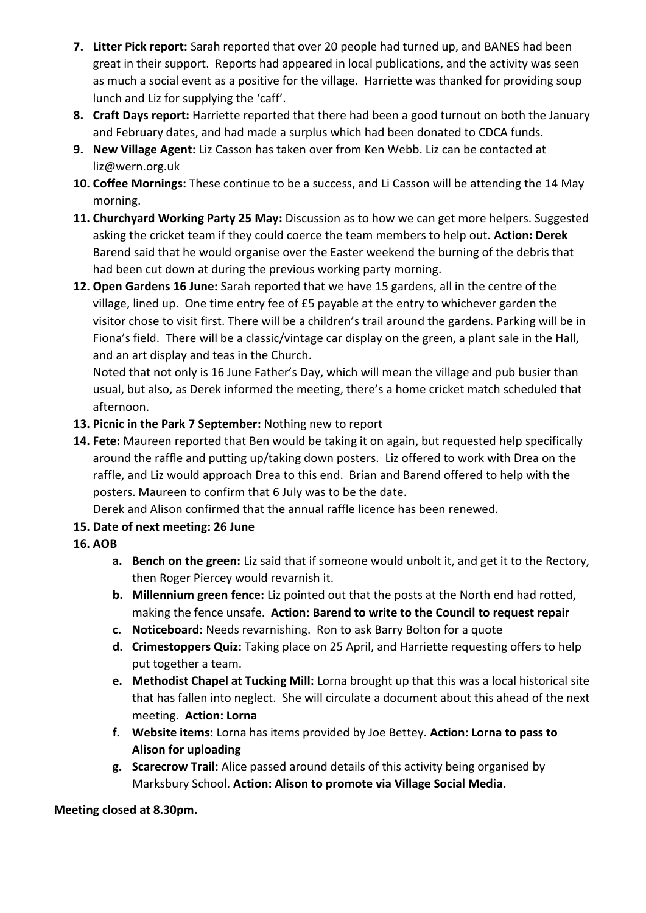7. **Litter Pick report:** Sarah reported that over 20 people had turned up, and BANES had been great in their support. Reports had appeared in local publications, and the activity was seen as much a social event as a positive for the village. Harriette was thanked for providing soup lunch and Liz for supplying the 'caff'.
8. **Craft Days report:** Harriette reported that there had been a good turnout on both the January and February dates, and had made a surplus which had been donated to CDCA funds.
9. **New Village Agent:** Liz Casson has taken over from Ken Webb. Liz can be contacted at liz@wern.org.uk
10. **Coffee Mornings:** These continue to be a success, and Li Casson will be attending the 14 May morning.
11. **Churchyard Working Party 25 May:** Discussion as to how we can get more helpers. Suggested asking the cricket team if they could coerce the team members to help out. **Action: Derek** Barend said that he would organise over the Easter weekend the burning of the debris that had been cut down at during the previous working party morning.
12. **Open Gardens 16 June:** Sarah reported that we have 15 gardens, all in the centre of the village, lined up. One time entry fee of £5 payable at the entry to whichever garden the visitor chose to visit first. There will be a children's trail around the gardens. Parking will be in Fiona's field. There will be a classic/vintage car display on the green, a plant sale in the Hall, and an art display and teas in the Church.
    Noted that not only is 16 June Father's Day, which will mean the village and pub busier than usual, but also, as Derek informed the meeting, there's a home cricket match scheduled that afternoon.
13. **Picnic in the Park 7 September:** Nothing new to report
14. **Fete:** Maureen reported that Ben would be taking it on again, but requested help specifically around the raffle and putting up/taking down posters. Liz offered to work with Drea on the raffle, and Liz would approach Drea to this end. Brian and Barend offered to help with the posters. Maureen to confirm that 6 July was to be the date.
    Derek and Alison confirmed that the annual raffle licence has been renewed.
15. **Date of next meeting: 26 June**
16. **AOB**
    a. **Bench on the green:** Liz said that if someone would unbolt it, and get it to the Rectory, then Roger Piercey would revarnish it.
    b. **Millennium green fence:** Liz pointed out that the posts at the North end had rotted, making the fence unsafe. **Action: Barend to write to the Council to request repair**
    c. **Noticeboard:** Needs revarnishing. Ron to ask Barry Bolton for a quote
    d. **Crimestoppers Quiz:** Taking place on 25 April, and Harriette requesting offers to help put together a team.
    e. **Methodist Chapel at Tucking Mill:** Lorna brought up that this was a local historical site that has fallen into neglect. She will circulate a document about this ahead of the next meeting. **Action: Lorna**
    f. **Website items:** Lorna has items provided by Joe Bettey. **Action: Lorna to pass to Alison for uploading**
    g. **Scarecrow Trail:** Alice passed around details of this activity being organised by Marksbury School. **Action: Alison to promote via Village Social Media.**

**Meeting closed at 8.30pm.**